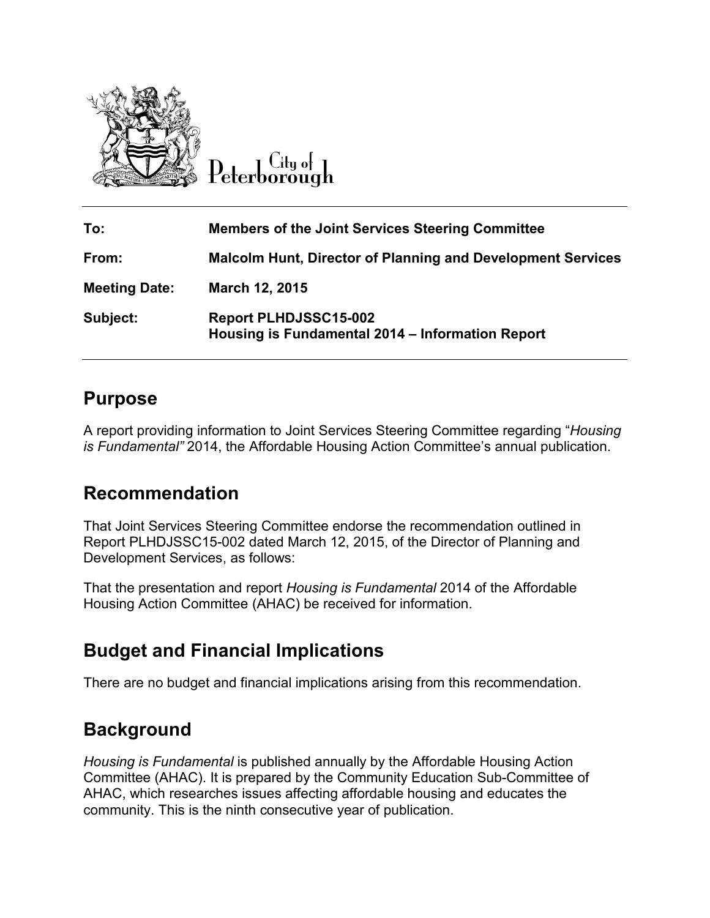City of Peterborough

| | |
|---|---|
| **To:** | **Members of the Joint Services Steering Committee** |
| **From:** | **Malcolm Hunt, Director of Planning and Development Services** |
| **Meeting Date:** | **March 12, 2015** |
| **Subject:** | **Report PLHDJSSC15-002**<br>**Housing is Fundamental 2014 – Information Report** |

## Purpose

A report providing information to Joint Services Steering Committee regarding "*Housing is Fundamental"* 2014, the Affordable Housing Action Committee's annual publication.

## Recommendation

That Joint Services Steering Committee endorse the recommendation outlined in Report PLHDJSSC15-002 dated March 12, 2015, of the Director of Planning and Development Services, as follows:

That the presentation and report *Housing is Fundamental* 2014 of the Affordable Housing Action Committee (AHAC) be received for information.

## Budget and Financial Implications

There are no budget and financial implications arising from this recommendation.

## Background

*Housing is Fundamental* is published annually by the Affordable Housing Action Committee (AHAC). It is prepared by the Community Education Sub-Committee of AHAC, which researches issues affecting affordable housing and educates the community. This is the ninth consecutive year of publication.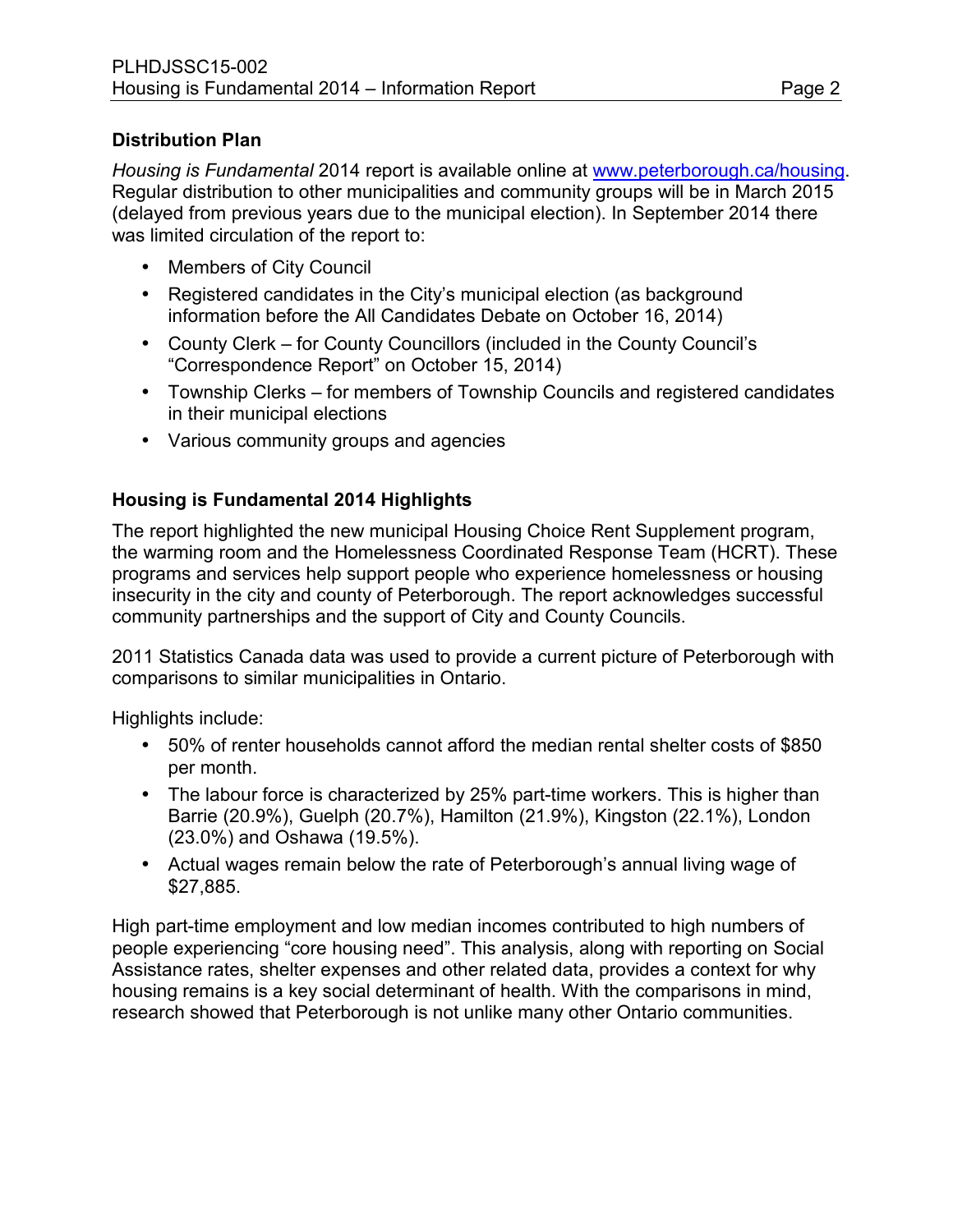## Distribution Plan

*Housing is Fundamental* 2014 report is available online at [www.peterborough.ca/housing](www.peterborough.ca/housing). Regular distribution to other municipalities and community groups will be in March 2015 (delayed from previous years due to the municipal election). In September 2014 there was limited circulation of the report to:

- Members of City Council
- Registered candidates in the City's municipal election (as background information before the All Candidates Debate on October 16, 2014)
- County Clerk – for County Councillors (included in the County Council's "Correspondence Report" on October 15, 2014)
- Township Clerks – for members of Township Councils and registered candidates in their municipal elections
- Various community groups and agencies

## Housing is Fundamental 2014 Highlights

The report highlighted the new municipal Housing Choice Rent Supplement program, the warming room and the Homelessness Coordinated Response Team (HCRT). These programs and services help support people who experience homelessness or housing insecurity in the city and county of Peterborough. The report acknowledges successful community partnerships and the support of City and County Councils.

2011 Statistics Canada data was used to provide a current picture of Peterborough with comparisons to similar municipalities in Ontario.

Highlights include:

- 50% of renter households cannot afford the median rental shelter costs of $850 per month.
- The labour force is characterized by 25% part-time workers. This is higher than Barrie (20.9%), Guelph (20.7%), Hamilton (21.9%), Kingston (22.1%), London (23.0%) and Oshawa (19.5%).
- Actual wages remain below the rate of Peterborough's annual living wage of $27,885.

High part-time employment and low median incomes contributed to high numbers of people experiencing "core housing need". This analysis, along with reporting on Social Assistance rates, shelter expenses and other related data, provides a context for why housing remains is a key social determinant of health. With the comparisons in mind, research showed that Peterborough is not unlike many other Ontario communities.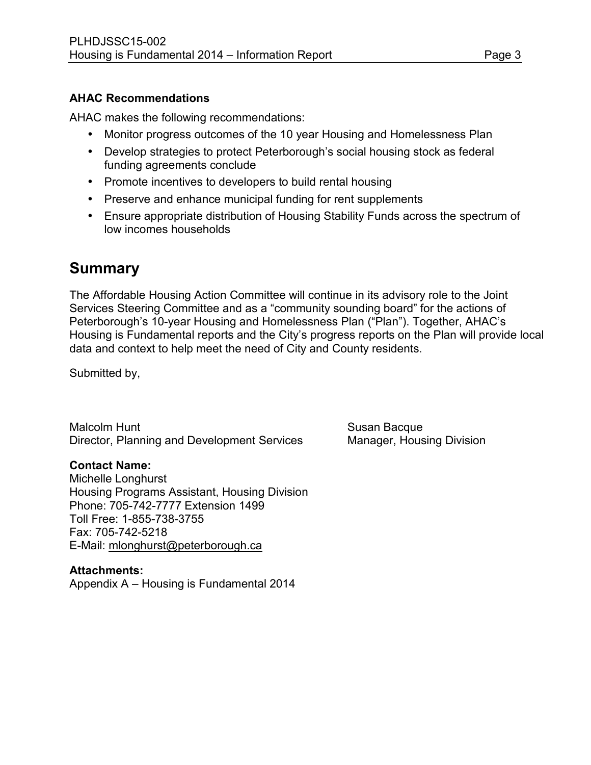**AHAC Recommendations**

AHAC makes the following recommendations:

- Monitor progress outcomes of the 10 year Housing and Homelessness Plan
- Develop strategies to protect Peterborough's social housing stock as federal funding agreements conclude
- Promote incentives to developers to build rental housing
- Preserve and enhance municipal funding for rent supplements
- Ensure appropriate distribution of Housing Stability Funds across the spectrum of low incomes households

# Summary

The Affordable Housing Action Committee will continue in its advisory role to the Joint Services Steering Committee and as a "community sounding board" for the actions of Peterborough's 10-year Housing and Homelessness Plan ("Plan"). Together, AHAC's Housing is Fundamental reports and the City's progress reports on the Plan will provide local data and context to help meet the need of City and County residents.

Submitted by,

Malcolm Hunt
Director, Planning and Development Services

Susan Bacque
Manager, Housing Division

**Contact Name:**
Michelle Longhurst
Housing Programs Assistant, Housing Division
Phone: 705-742-7777 Extension 1499
Toll Free: 1-855-738-3755
Fax: 705-742-5218
E-Mail: mlonghurst@peterborough.ca

**Attachments:**
Appendix A – Housing is Fundamental 2014